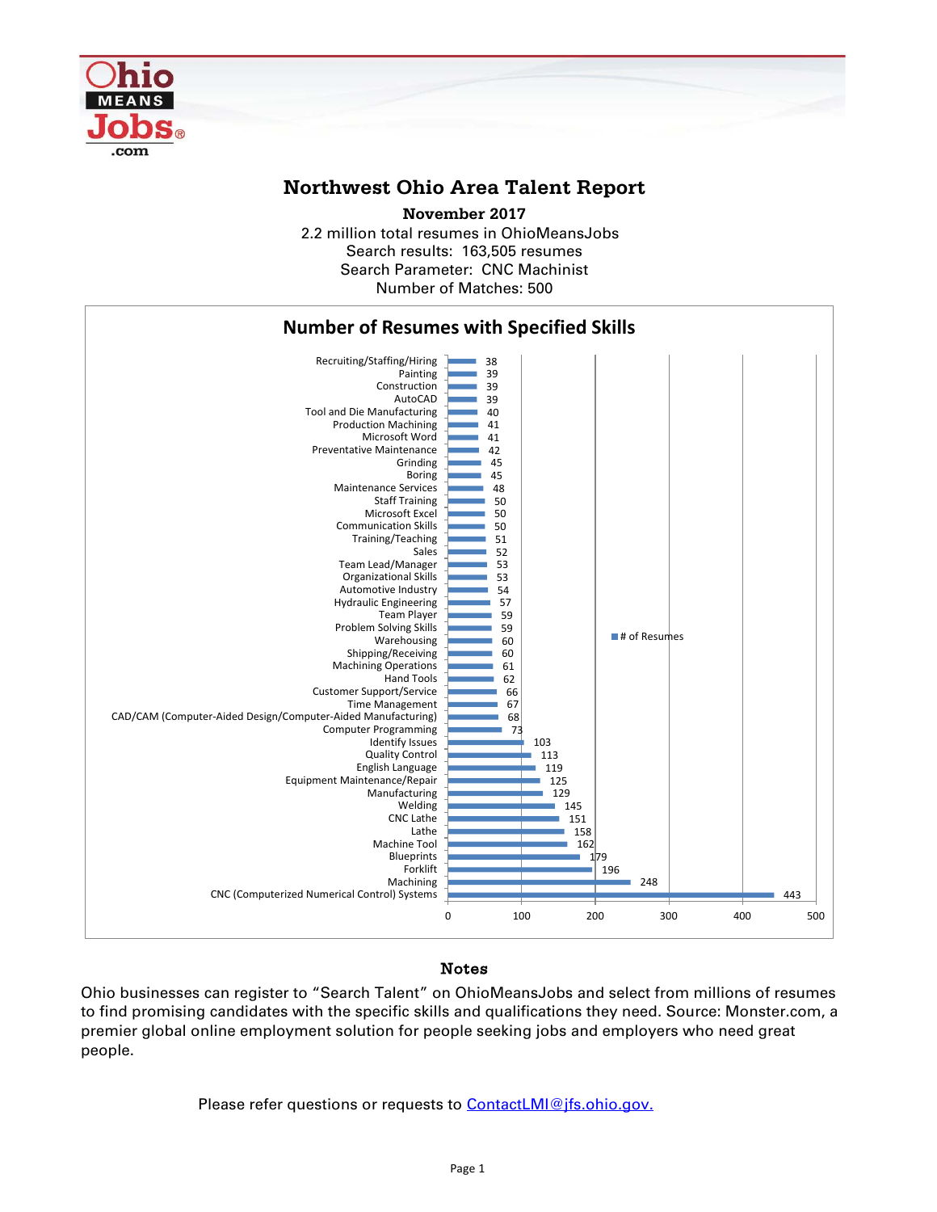# Northwest Ohio Area Talent Report

**November 2017**

2.2 million total resumes in OhioMeansJobs
Search results: 163,505 resumes
Search Parameter: CNC Machinist
Number of Matches: 500

## Number of Resumes with Specified Skills

| Skill | # of Resumes |
|---|---|
| Recruiting/Staffing/Hiring | 38 |
| Painting | 39 |
| Construction | 39 |
| AutoCAD | 39 |
| Tool and Die Manufacturing | 40 |
| Production Machining | 41 |
| Microsoft Word | 41 |
| Preventative Maintenance | 42 |
| Grinding | 45 |
| Boring | 45 |
| Maintenance Services | 48 |
| Staff Training | 50 |
| Microsoft Excel | 50 |
| Communication Skills | 50 |
| Training/Teaching | 51 |
| Sales | 52 |
| Team Lead/Manager | 53 |
| Organizational Skills | 53 |
| Automotive Industry | 54 |
| Hydraulic Engineering | 57 |
| Team Player | 59 |
| Problem Solving Skills | 59 |
| Warehousing | 60 |
| Shipping/Receiving | 60 |
| Machining Operations | 61 |
| Hand Tools | 62 |
| Customer Support/Service | 66 |
| Time Management | 67 |
| CAD/CAM (Computer-Aided Design/Computer-Aided Manufacturing) | 68 |
| Computer Programming | 73 |
| Identify Issues | 103 |
| Quality Control | 113 |
| English Language | 119 |
| Equipment Maintenance/Repair | 125 |
| Manufacturing | 129 |
| Welding | 145 |
| CNC Lathe | 151 |
| Lathe | 158 |
| Machine Tool | 162 |
| Blueprints | 179 |
| Forklift | 196 |
| Machining | 248 |
| CNC (Computerized Numerical Control) Systems | 443 |

### Notes

Ohio businesses can register to "Search Talent" on OhioMeansJobs and select from millions of resumes to find promising candidates with the specific skills and qualifications they need. Source: Monster.com, a premier global online employment solution for people seeking jobs and employers who need great people.

Please refer questions or requests to ContactLMI@jfs.ohio.gov.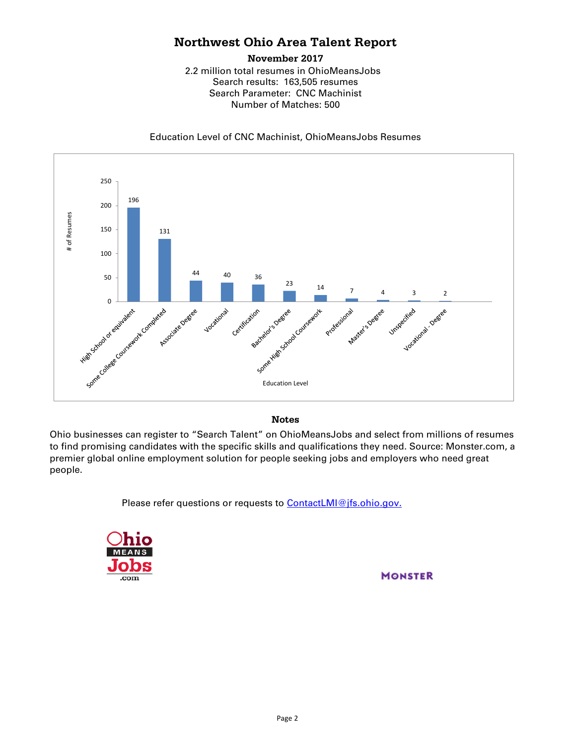# Northwest Ohio Area Talent Report

**November 2017**

2.2 million total resumes in OhioMeansJobs
Search results: 163,505 resumes
Search Parameter: CNC Machinist
Number of Matches: 500

Education Level of CNC Machinist, OhioMeansJobs Resumes

# of Resumes

250
200
150
100
50
0

196
131
44
40
36
23
14
7
4
3
2

High School or equivalent
Some College Coursework Completed
Associate Degree
Vocational
Certification
Bachelor's Degree
Some High School Coursework
Professional
Master's Degree
Unspecified
Vocational - Degree

Education Level

## Notes

Ohio businesses can register to “Search Talent” on OhioMeansJobs and select from millions of resumes to find promising candidates with the specific skills and qualifications they need. Source: Monster.com, a premier global online employment solution for people seeking jobs and employers who need great people.

Please refer questions or requests to ContactLMI@jfs.ohio.gov.

Ohio MEANS Jobs .com

MONSTER